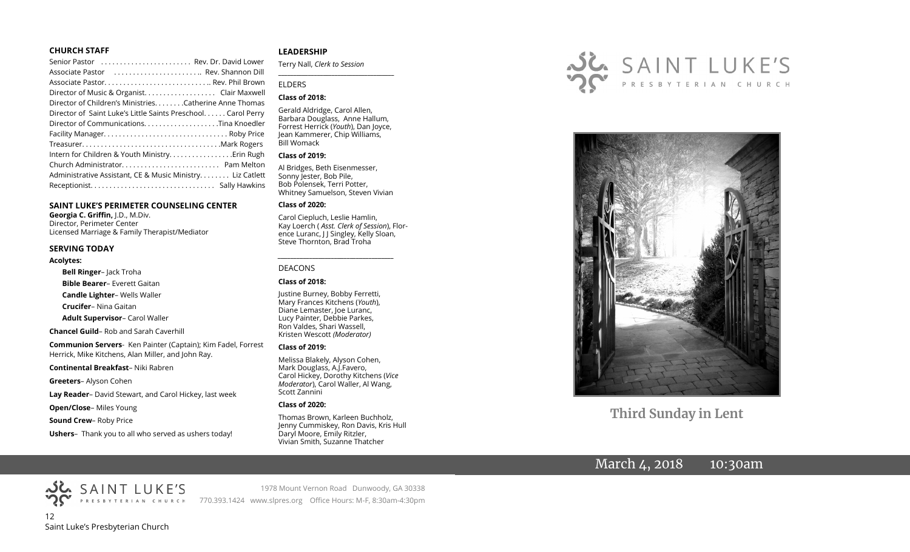## CHURCH STAFF

Senior Pastor ........................ Rev. Dr. David Lower
Associate Pastor ........................ Rev. Shannon Dill
Associate Pastor............................ Rev. Phil Brown
Director of Music & Organist.................. Clair Maxwell
Director of Children's Ministries........Catherine Anne Thomas
Director of Saint Luke's Little Saints Preschool...... Carol Perry
Director of Communications.....................Tina Knoedler
Facility Manager................................. Roby Price
Treasurer.....................................Mark Rogers
Intern for Children & Youth Ministry..................Erin Rugh
Church Administrator......................... Pam Melton
Administrative Assistant, CE & Music Ministry........ Liz Catlett
Receptionist................................ Sally Hawkins

## SAINT LUKE'S PERIMETER COUNSELING CENTER

**Georgia C. Griffin,** J.D., M.Div.
Director, Perimeter Center
Licensed Marriage & Family Therapist/Mediator

## SERVING TODAY

**Acolytes:**

**Bell Ringer**– Jack Troha
**Bible Bearer**– Everett Gaitan
**Candle Lighter**– Wells Waller
**Crucifer**– Nina Gaitan
**Adult Supervisor**– Carol Waller

**Chancel Guild**– Rob and Sarah Caverhill

**Communion Servers**- Ken Painter (Captain); Kim Fadel, Forrest Herrick, Mike Kitchens, Alan Miller, and John Ray.

**Continental Breakfast**– Niki Rabren

**Greeters**– Alyson Cohen

**Lay Reader**– David Stewart, and Carol Hickey, last week

**Open/Close**– Miles Young

**Sound Crew**– Roby Price

**Ushers**– Thank you to all who served as ushers today!

## LEADERSHIP

Terry Nall, *Clerk to Session*

ELDERS

**Class of 2018:**

Gerald Aldridge, Carol Allen, Barbara Douglass, Anne Hallum, Forrest Herrick (*Youth*), Dan Joyce, Jean Kammerer, Chip Williams, Bill Womack

**Class of 2019:**

Al Bridges, Beth Eisenmesser, Sonny Jester, Bob Pile, Bob Polensek, Terri Potter, Whitney Samuelson, Steven Vivian

**Class of 2020:**

Carol Ciepluch, Leslie Hamlin, Kay Loerch ( *Asst. Clerk of Session*), Florence Luranc, J J Singley, Kelly Sloan, Steve Thornton, Brad Troha

DEACONS

**Class of 2018:**

Justine Burney, Bobby Ferretti, Mary Frances Kitchens (*Youth*), Diane Lemaster, Joe Luranc, Lucy Painter, Debbie Parkes, Ron Valdes, Shari Wassell, Kristen Wescott *(Moderator)*

**Class of 2019:**

Melissa Blakely, Alyson Cohen, Mark Douglass, A.J.Favero, Carol Hickey, Dorothy Kitchens (*Vice Moderator*), Carol Waller, Al Wang, Scott Zannini

**Class of 2020:**

Thomas Brown, Karleen Buchholz, Jenny Cummiskey, Ron Davis, Kris Hull, Daryl Moore, Emily Ritzler, Vivian Smith, Suzanne Thatcher

SAINT LUKE'S PRESBYTERIAN CHURCH

1978 Mount Vernon Road Dunwoody, GA 30338
770.393.1424 www.slpres.org Office Hours: M-F, 8:30am-4:30pm

Saint Luke's Presbyterian Church

# SAINT LUKE'S
PRESBYTERIAN CHURCH

## Third Sunday in Lent

March 4, 2018 10:30am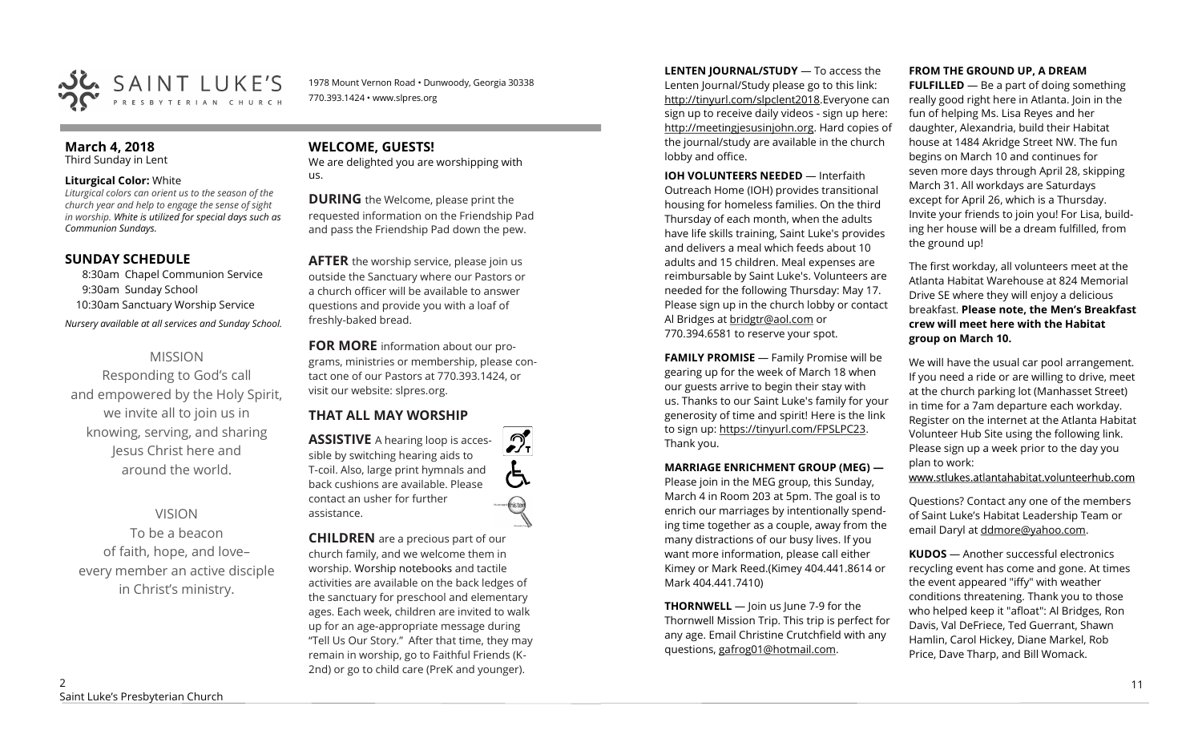SAINT LUKE'S PRESBYTERIAN CHURCH

1978 Mount Vernon Road • Dunwoody, Georgia 30338
770.393.1424 • www.slpres.org

**March 4, 2018**
Third Sunday in Lent

**Liturgical Color:** White
*Liturgical colors can orient us to the season of the church year and help to engage the sense of sight in worship. White is utilized for special days such as Communion Sundays.*

## SUNDAY SCHEDULE

8:30am Chapel Communion Service
9:30am Sunday School
10:30am Sanctuary Worship Service

*Nursery available at all services and Sunday School.*

MISSION
Responding to God's call and empowered by the Holy Spirit, we invite all to join us in knowing, serving, and sharing Jesus Christ here and around the world.

VISION
To be a beacon of faith, hope, and love– every member an active disciple in Christ's ministry.

## WELCOME, GUESTS!

We are delighted you are worshipping with us.

**DURING** the Welcome, please print the requested information on the Friendship Pad and pass the Friendship Pad down the pew.

**AFTER** the worship service, please join us outside the Sanctuary where our Pastors or a church officer will be available to answer questions and provide you with a loaf of freshly-baked bread.

**FOR MORE** information about our programs, ministries or membership, please contact one of our Pastors at 770.393.1424, or visit our website: slpres.org.

## THAT ALL MAY WORSHIP

**ASSISTIVE** A hearing loop is accessible by switching hearing aids to T-coil. Also, large print hymnals and back cushions are available. Please contact an usher for further assistance.

**CHILDREN** are a precious part of our church family, and we welcome them in worship. Worship notebooks and tactile activities are available on the back ledges of the sanctuary for preschool and elementary ages. Each week, children are invited to walk up for an age-appropriate message during "Tell Us Our Story." After that time, they may remain in worship, go to Faithful Friends (K-2nd) or go to child care (PreK and younger).

**LENTEN JOURNAL/STUDY** — To access the Lenten Journal/Study please go to this link: http://tinyurl.com/slpclent2018. Everyone can sign up to receive daily videos - sign up here: http://meetingjesusinjohn.org. Hard copies of the journal/study are available in the church lobby and office.

**IOH VOLUNTEERS NEEDED** — Interfaith Outreach Home (IOH) provides transitional housing for homeless families. On the third Thursday of each month, when the adults have life skills training, Saint Luke's provides and delivers a meal which feeds about 10 adults and 15 children. Meal expenses are reimbursable by Saint Luke's. Volunteers are needed for the following Thursday: May 17. Please sign up in the church lobby or contact Al Bridges at bridgtr@aol.com or 770.394.6581 to reserve your spot.

**FAMILY PROMISE** — Family Promise will be gearing up for the week of March 18 when our guests arrive to begin their stay with us. Thanks to our Saint Luke's family for your generosity of time and spirit! Here is the link to sign up: https://tinyurl.com/FPSLPC23. Thank you.

**MARRIAGE ENRICHMENT GROUP (MEG) —** Please join in the MEG group, this Sunday, March 4 in Room 203 at 5pm. The goal is to enrich our marriages by intentionally spending time together as a couple, away from the many distractions of our busy lives. If you want more information, please call either Kimey or Mark Reed.(Kimey 404.441.8614 or Mark 404.441.7410)

**THORNWELL** — Join us June 7-9 for the Thornwell Mission Trip. This trip is perfect for any age. Email Christine Crutchfield with any questions, gafrog01@hotmail.com.

**FROM THE GROUND UP, A DREAM FULFILLED** — Be a part of doing something really good right here in Atlanta. Join in the fun of helping Ms. Lisa Reyes and her daughter, Alexandria, build their Habitat house at 1484 Akridge Street NW. The fun begins on March 10 and continues for seven more days through April 28, skipping March 31. All workdays are Saturdays except for April 26, which is a Thursday. Invite your friends to join you! For Lisa, building her house will be a dream fulfilled, from the ground up!

The first workday, all volunteers meet at the Atlanta Habitat Warehouse at 824 Memorial Drive SE where they will enjoy a delicious breakfast. **Please note, the Men's Breakfast crew will meet here with the Habitat group on March 10.**

We will have the usual car pool arrangement. If you need a ride or are willing to drive, meet at the church parking lot (Manhasset Street) in time for a 7am departure each workday. Register on the internet at the Atlanta Habitat Volunteer Hub Site using the following link. Please sign up a week prior to the day you plan to work:
www.stlukes.atlantahabitat.volunteerhub.com

Questions? Contact any one of the members of Saint Luke's Habitat Leadership Team or email Daryl at ddmore@yahoo.com.

**KUDOS** — Another successful electronics recycling event has come and gone. At times the event appeared "iffy" with weather conditions threatening. Thank you to those who helped keep it "afloat": Al Bridges, Ron Davis, Val DeFriece, Ted Guerrant, Shawn Hamlin, Carol Hickey, Diane Markel, Rob Price, Dave Tharp, and Bill Womack.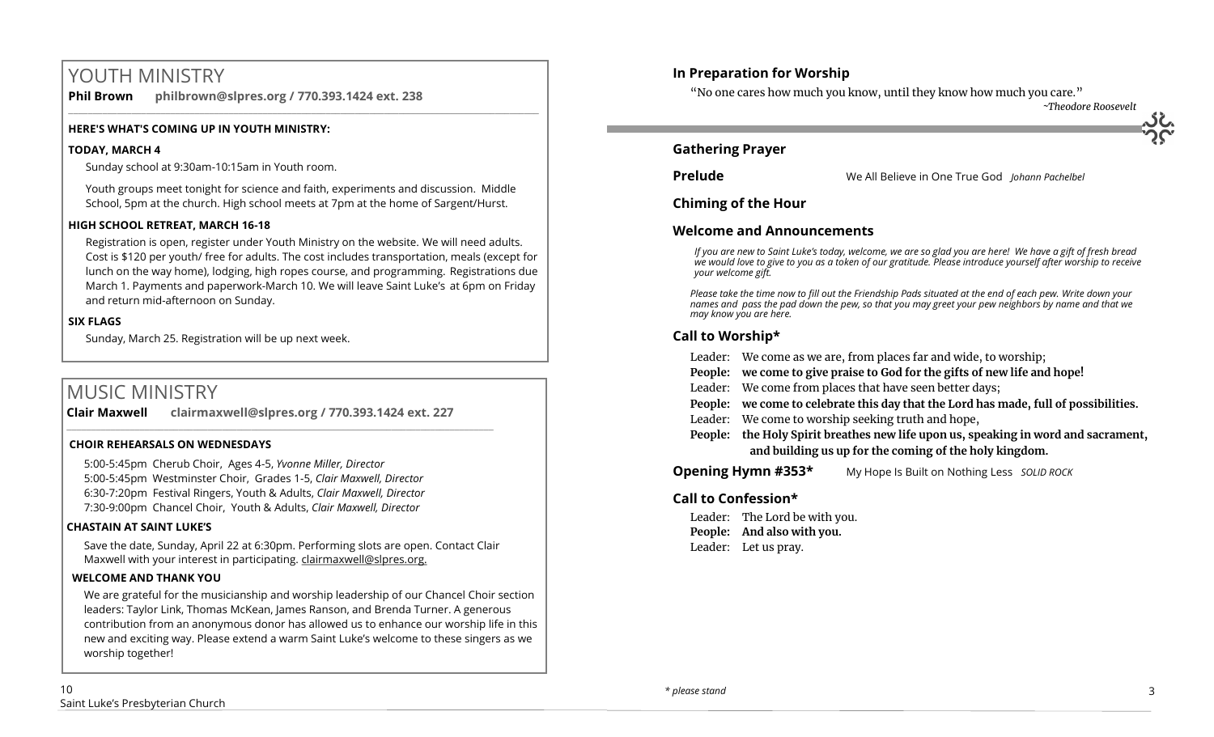# YOUTH MINISTRY

**Phil Brown** **philbrown@slpres.org / 770.393.1424 ext. 238**

**HERE'S WHAT'S COMING UP IN YOUTH MINISTRY:**

**TODAY, MARCH 4**

Sunday school at 9:30am-10:15am in Youth room.

Youth groups meet tonight for science and faith, experiments and discussion. Middle School, 5pm at the church. High school meets at 7pm at the home of Sargent/Hurst.

**HIGH SCHOOL RETREAT, MARCH 16-18**

Registration is open, register under Youth Ministry on the website. We will need adults. Cost is $120 per youth/ free for adults. The cost includes transportation, meals (except for lunch on the way home), lodging, high ropes course, and programming. Registrations due March 1. Payments and paperwork-March 10. We will leave Saint Luke's at 6pm on Friday and return mid-afternoon on Sunday.

**SIX FLAGS**

Sunday, March 25. Registration will be up next week.

# MUSIC MINISTRY

**Clair Maxwell** **clairmaxwell@slpres.org / 770.393.1424 ext. 227**

**CHOIR REHEARSALS ON WEDNESDAYS**

5:00-5:45pm Cherub Choir, Ages 4-5, *Yvonne Miller, Director*
5:00-5:45pm Westminster Choir, Grades 1-5, *Clair Maxwell, Director*
6:30-7:20pm Festival Ringers, Youth & Adults, *Clair Maxwell, Director*
7:30-9:00pm Chancel Choir, Youth & Adults, *Clair Maxwell, Director*

**CHASTAIN AT SAINT LUKE'S**

Save the date, Sunday, April 22 at 6:30pm. Performing slots are open. Contact Clair Maxwell with your interest in participating. clairmaxwell@slpres.org.

**WELCOME AND THANK YOU**

We are grateful for the musicianship and worship leadership of our Chancel Choir section leaders: Taylor Link, Thomas McKean, James Ranson, and Brenda Turner. A generous contribution from an anonymous donor has allowed us to enhance our worship life in this new and exciting way. Please extend a warm Saint Luke's welcome to these singers as we worship together!

## In Preparation for Worship

"No one cares how much you know, until they know how much you care."

*~Theodore Roosevelt*

## Gathering Prayer

**Prelude** We All Believe in One True God *Johann Pachelbel*

## Chiming of the Hour

## Welcome and Announcements

*If you are new to Saint Luke's today, welcome, we are so glad you are here! We have a gift of fresh bread we would love to give to you as a token of our gratitude. Please introduce yourself after worship to receive your welcome gift.*

*Please take the time now to fill out the Friendship Pads situated at the end of each pew. Write down your names and pass the pad down the pew, so that you may greet your pew neighbors by name and that we may know you are here.*

## Call to Worship*

Leader: We come as we are, from places far and wide, to worship;
**People: we come to give praise to God for the gifts of new life and hope!**
Leader: We come from places that have seen better days;
**People: we come to celebrate this day that the Lord has made, full of possibilities.**
Leader: We come to worship seeking truth and hope,
**People: the Holy Spirit breathes new life upon us, speaking in word and sacrament, and building us up for the coming of the holy kingdom.**

**Opening Hymn #353*** My Hope Is Built on Nothing Less *SOLID ROCK*

## Call to Confession*

Leader: The Lord be with you.
**People: And also with you.**
Leader: Let us pray.

*\* please stand*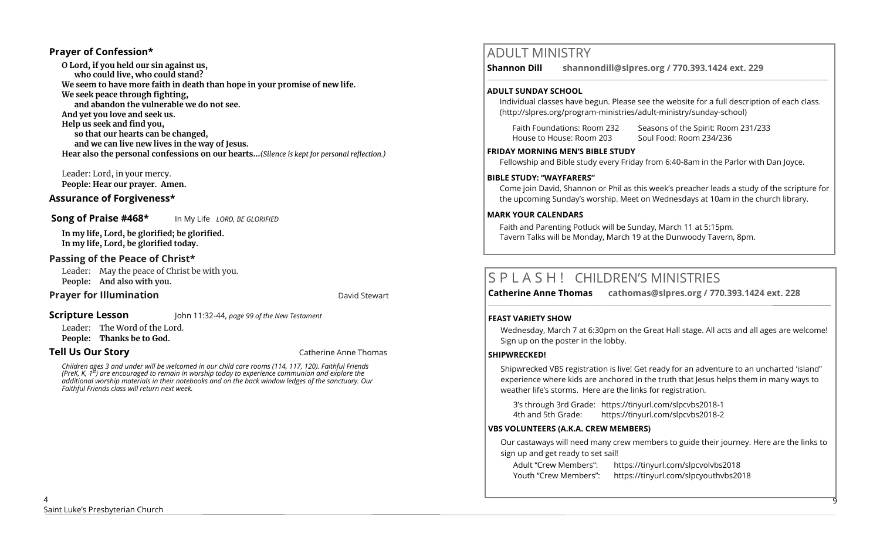### Prayer of Confession*

**O Lord, if you held our sin against us,**
**who could live, who could stand?**
**We seem to have more faith in death than hope in your promise of new life.**
**We seek peace through fighting,**
**and abandon the vulnerable we do not see.**
**And yet you love and seek us.**
**Help us seek and find you,**
**so that our hearts can be changed,**
**and we can live new lives in the way of Jesus.**
**Hear also the personal confessions on our hearts…***(Silence is kept for personal reflection.)*

Leader: Lord, in your mercy.
**People: Hear our prayer. Amen.**

### Assurance of Forgiveness*

### Song of Praise #468* In My Life *LORD, BE GLORIFIED*

**In my life, Lord, be glorified; be glorified.**
**In my life, Lord, be glorified today.**

### Passing of the Peace of Christ*

Leader: May the peace of Christ be with you.
**People: And also with you.**

### Prayer for Illumination — David Stewart

### Scripture Lesson — John 11:32-44, *page 99 of the New Testament*

Leader: The Word of the Lord.
**People: Thanks be to God.**

### Tell Us Our Story — Catherine Anne Thomas

*Children ages 3 and under will be welcomed in our child care rooms (114, 117, 120). Faithful Friends (PreK, K, 1st) are encouraged to remain in worship today to experience communion and explore the additional worship materials in their notebooks and on the back window ledges of the sanctuary. Our Faithful Friends class will return next week.*

## ADULT MINISTRY

**Shannon Dill shannondill@slpres.org / 770.393.1424 ext. 229**

**ADULT SUNDAY SCHOOL**

Individual classes have begun. Please see the website for a full description of each class. (http://slpres.org/program-ministries/adult-ministry/sunday-school)

Faith Foundations: Room 232 — Seasons of the Spirit: Room 231/233
House to House: Room 203 — Soul Food: Room 234/236

**FRIDAY MORNING MEN'S BIBLE STUDY**

Fellowship and Bible study every Friday from 6:40-8am in the Parlor with Dan Joyce.

**BIBLE STUDY: "WAYFARERS"**

Come join David, Shannon or Phil as this week's preacher leads a study of the scripture for the upcoming Sunday's worship. Meet on Wednesdays at 10am in the church library.

**MARK YOUR CALENDARS**

Faith and Parenting Potluck will be Sunday, March 11 at 5:15pm.
Tavern Talks will be Monday, March 19 at the Dunwoody Tavern, 8pm.

## S P L A S H ! CHILDREN'S MINISTRIES

**Catherine Anne Thomas cathomas@slpres.org / 770.393.1424 ext. 228**

**FEAST VARIETY SHOW**

Wednesday, March 7 at 6:30pm on the Great Hall stage. All acts and all ages are welcome! Sign up on the poster in the lobby.

**SHIPWRECKED!**

Shipwrecked VBS registration is live! Get ready for an adventure to an uncharted 'island" experience where kids are anchored in the truth that Jesus helps them in many ways to weather life's storms. Here are the links for registration.

3's through 3rd Grade: https://tinyurl.com/slpcvbs2018-1
4th and 5th Grade: https://tinyurl.com/slpcvbs2018-2

**VBS VOLUNTEERS (A.K.A. CREW MEMBERS)**

Our castaways will need many crew members to guide their journey. Here are the links to sign up and get ready to set sail!

Adult "Crew Members": https://tinyurl.com/slpcvolvbs2018
Youth "Crew Members": https://tinyurl.com/slpcyouthvbs2018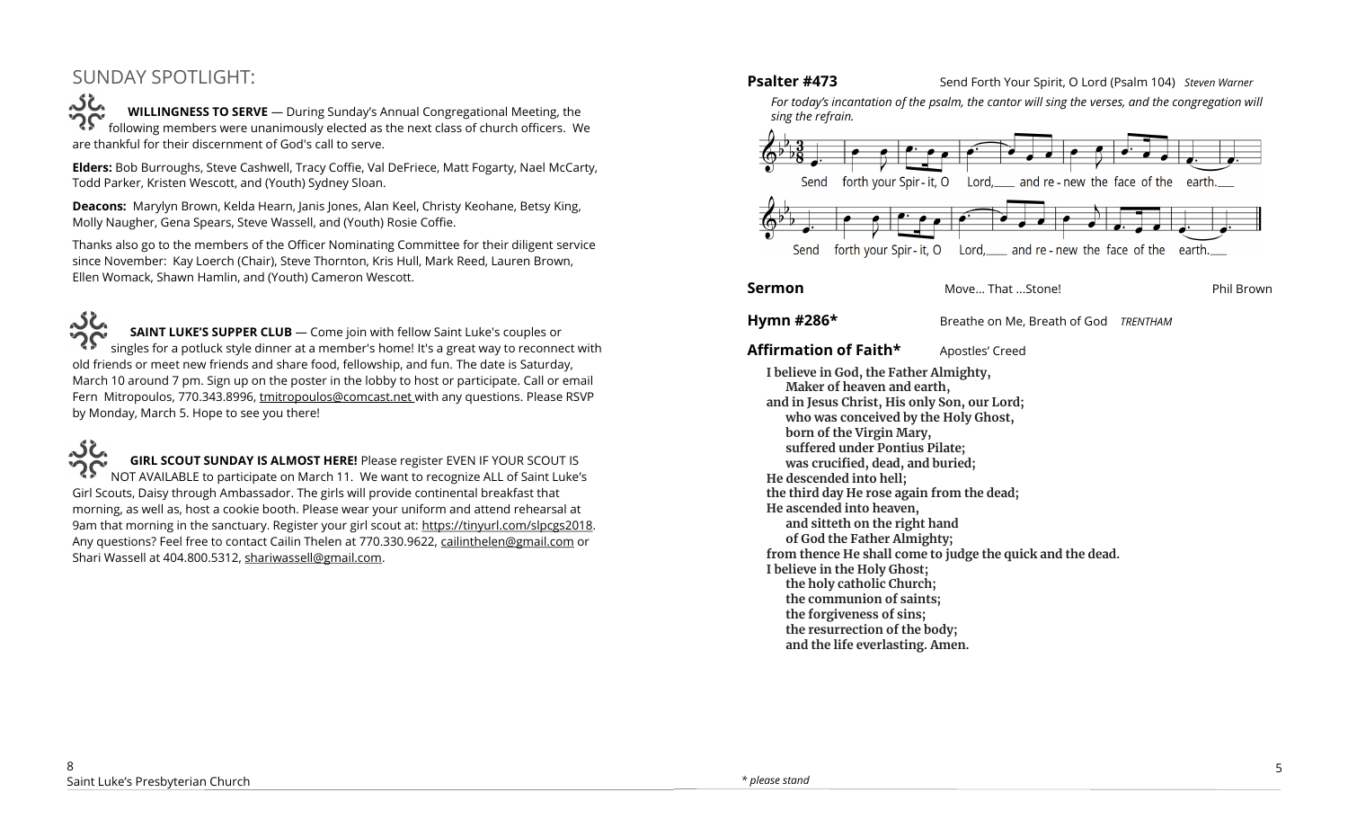## SUNDAY SPOTLIGHT:

**WILLINGNESS TO SERVE** — During Sunday's Annual Congregational Meeting, the following members were unanimously elected as the next class of church officers. We are thankful for their discernment of God's call to serve.

**Elders:** Bob Burroughs, Steve Cashwell, Tracy Coffie, Val DeFriece, Matt Fogarty, Nael McCarty, Todd Parker, Kristen Wescott, and (Youth) Sydney Sloan.

**Deacons:** Marylyn Brown, Kelda Hearn, Janis Jones, Alan Keel, Christy Keohane, Betsy King, Molly Naugher, Gena Spears, Steve Wassell, and (Youth) Rosie Coffie.

Thanks also go to the members of the Officer Nominating Committee for their diligent service since November: Kay Loerch (Chair), Steve Thornton, Kris Hull, Mark Reed, Lauren Brown, Ellen Womack, Shawn Hamlin, and (Youth) Cameron Wescott.

**SAINT LUKE'S SUPPER CLUB** — Come join with fellow Saint Luke's couples or singles for a potluck style dinner at a member's home! It's a great way to reconnect with old friends or meet new friends and share food, fellowship, and fun. The date is Saturday, March 10 around 7 pm. Sign up on the poster in the lobby to host or participate. Call or email Fern Mitropoulos, 770.343.8996, tmitropoulos@comcast.net with any questions. Please RSVP by Monday, March 5. Hope to see you there!

**GIRL SCOUT SUNDAY IS ALMOST HERE!** Please register EVEN IF YOUR SCOUT IS NOT AVAILABLE to participate on March 11. We want to recognize ALL of Saint Luke's Girl Scouts, Daisy through Ambassador. The girls will provide continental breakfast that morning, as well as, host a cookie booth. Please wear your uniform and attend rehearsal at 9am that morning in the sanctuary. Register your girl scout at: https://tinyurl.com/slpcgs2018. Any questions? Feel free to contact Cailin Thelen at 770.330.9622, cailinthelen@gmail.com or Shari Wassell at 404.800.5312, shariwassell@gmail.com.

**Psalter #473** Send Forth Your Spirit, O Lord (Psalm 104) *Steven Warner*

*For today's incantation of the psalm, the cantor will sing the verses, and the congregation will sing the refrain.*

Send forth your Spir-it, O Lord, and re-new the face of the earth.
Send forth your Spir-it, O Lord, and re-new the face of the earth.

**Sermon** Move… That …Stone! Phil Brown

**Hymn #286*** Breathe on Me, Breath of God *TRENTHAM*

**Affirmation of Faith*** Apostles' Creed

**I believe in God, the Father Almighty,**
**Maker of heaven and earth,**
**and in Jesus Christ, His only Son, our Lord;**
**who was conceived by the Holy Ghost,**
**born of the Virgin Mary,**
**suffered under Pontius Pilate;**
**was crucified, dead, and buried;**
**He descended into hell;**
**the third day He rose again from the dead;**
**He ascended into heaven,**
**and sitteth on the right hand**
**of God the Father Almighty;**
**from thence He shall come to judge the quick and the dead.**
**I believe in the Holy Ghost;**
**the holy catholic Church;**
**the communion of saints;**
**the forgiveness of sins;**
**the resurrection of the body;**
**and the life everlasting. Amen.**

*\* please stand*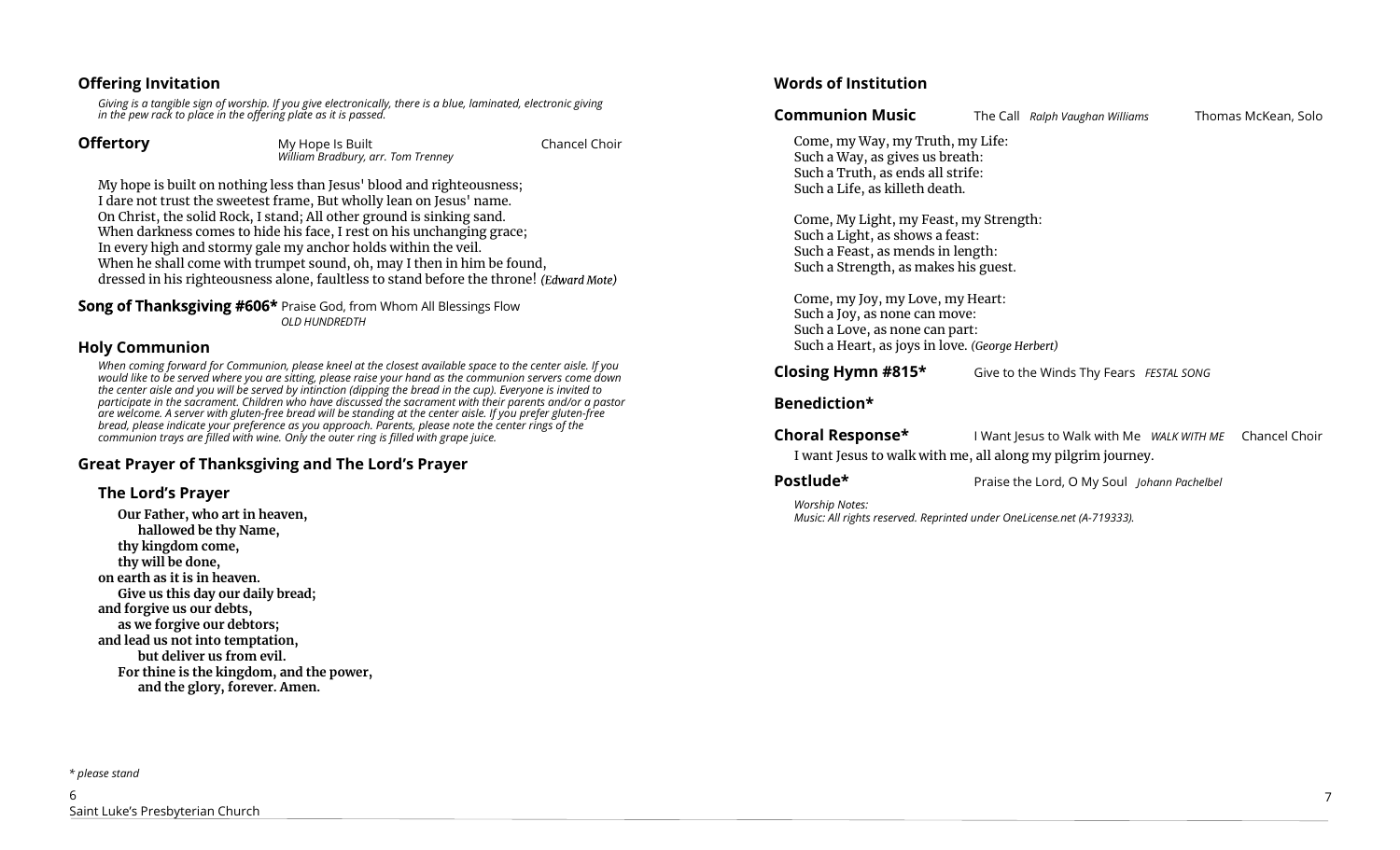### Offering Invitation

*Giving is a tangible sign of worship. If you give electronically, there is a blue, laminated, electronic giving in the pew rack to place in the offering plate as it is passed.*

**Offertory** My Hope Is Built *William Bradbury, arr. Tom Trenney* Chancel Choir

My hope is built on nothing less than Jesus' blood and righteousness;
I dare not trust the sweetest frame, But wholly lean on Jesus' name.
On Christ, the solid Rock, I stand; All other ground is sinking sand.
When darkness comes to hide his face, I rest on his unchanging grace;
In every high and stormy gale my anchor holds within the veil.
When he shall come with trumpet sound, oh, may I then in him be found,
dressed in his righteousness alone, faultless to stand before the throne! *(Edward Mote)*

**Song of Thanksgiving #606*** Praise God, from Whom All Blessings Flow *OLD HUNDREDTH*

### Holy Communion

*When coming forward for Communion, please kneel at the closest available space to the center aisle. If you would like to be served where you are sitting, please raise your hand as the communion servers come down the center aisle and you will be served by intinction (dipping the bread in the cup). Everyone is invited to participate in the sacrament. Children who have discussed the sacrament with their parents and/or a pastor are welcome. A server with gluten-free bread will be standing at the center aisle. If you prefer gluten-free bread, please indicate your preference as you approach. Parents, please note the center rings of the communion trays are filled with wine. Only the outer ring is filled with grape juice.*

### Great Prayer of Thanksgiving and The Lord's Prayer

#### The Lord's Prayer

**Our Father, who art in heaven,**
**hallowed be thy Name,**
**thy kingdom come,**
**thy will be done,**
**on earth as it is in heaven.**
**Give us this day our daily bread;**
**and forgive us our debts,**
**as we forgive our debtors;**
**and lead us not into temptation,**
**but deliver us from evil.**
**For thine is the kingdom, and the power,**
**and the glory, forever. Amen.**

*\* please stand*

### Words of Institution

**Communion Music** The Call *Ralph Vaughan Williams* Thomas McKean, Solo

Come, my Way, my Truth, my Life:
Such a Way, as gives us breath:
Such a Truth, as ends all strife:
Such a Life, as killeth death.

Come, My Light, my Feast, my Strength:
Such a Light, as shows a feast:
Such a Feast, as mends in length:
Such a Strength, as makes his guest.

Come, my Joy, my Love, my Heart:
Such a Joy, as none can move:
Such a Love, as none can part:
Such a Heart, as joys in love. *(George Herbert)*

**Closing Hymn #815*** Give to the Winds Thy Fears *FESTAL SONG*

**Benediction***

**Choral Response*** I Want Jesus to Walk with Me *WALK WITH ME* Chancel Choir

I want Jesus to walk with me, all along my pilgrim journey.

**Postlude*** Praise the Lord, O My Soul *Johann Pachelbel*

*Worship Notes:*
*Music: All rights reserved. Reprinted under OneLicense.net (A-719333).*